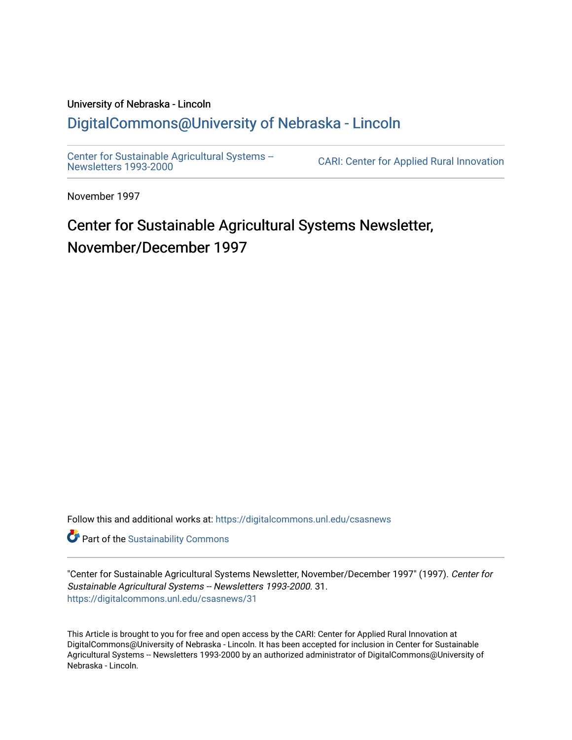University of Nebraska - Lincoln

## DigitalCommons@University of Nebraska - Lincoln

Center for Sustainable Agricultural Systems -- Newsletters 1993-2000

CARI: Center for Applied Rural Innovation

November 1997

# Center for Sustainable Agricultural Systems Newsletter, November/December 1997

Follow this and additional works at: https://digitalcommons.unl.edu/csasnews

Part of the Sustainability Commons

"Center for Sustainable Agricultural Systems Newsletter, November/December 1997" (1997). *Center for Sustainable Agricultural Systems -- Newsletters 1993-2000*. 31.
https://digitalcommons.unl.edu/csasnews/31

This Article is brought to you for free and open access by the CARI: Center for Applied Rural Innovation at DigitalCommons@University of Nebraska - Lincoln. It has been accepted for inclusion in Center for Sustainable Agricultural Systems -- Newsletters 1993-2000 by an authorized administrator of DigitalCommons@University of Nebraska - Lincoln.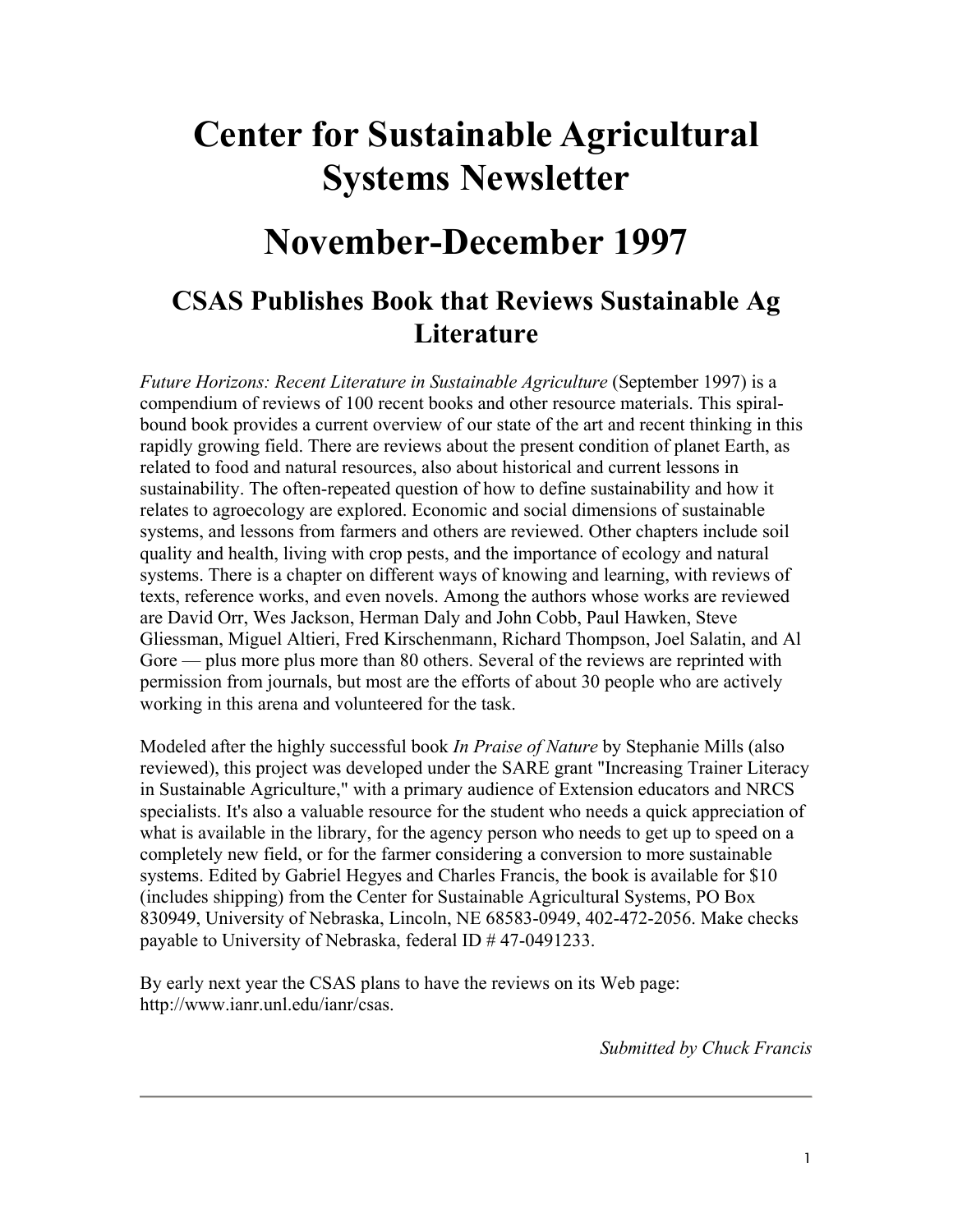# Center for Sustainable Agricultural Systems Newsletter

# November-December 1997

## CSAS Publishes Book that Reviews Sustainable Ag Literature

*Future Horizons: Recent Literature in Sustainable Agriculture* (September 1997) is a compendium of reviews of 100 recent books and other resource materials. This spiral-bound book provides a current overview of our state of the art and recent thinking in this rapidly growing field. There are reviews about the present condition of planet Earth, as related to food and natural resources, also about historical and current lessons in sustainability. The often-repeated question of how to define sustainability and how it relates to agroecology are explored. Economic and social dimensions of sustainable systems, and lessons from farmers and others are reviewed. Other chapters include soil quality and health, living with crop pests, and the importance of ecology and natural systems. There is a chapter on different ways of knowing and learning, with reviews of texts, reference works, and even novels. Among the authors whose works are reviewed are David Orr, Wes Jackson, Herman Daly and John Cobb, Paul Hawken, Steve Gliessman, Miguel Altieri, Fred Kirschenmann, Richard Thompson, Joel Salatin, and Al Gore — plus more plus more than 80 others. Several of the reviews are reprinted with permission from journals, but most are the efforts of about 30 people who are actively working in this arena and volunteered for the task.

Modeled after the highly successful book *In Praise of Nature* by Stephanie Mills (also reviewed), this project was developed under the SARE grant "Increasing Trainer Literacy in Sustainable Agriculture," with a primary audience of Extension educators and NRCS specialists. It's also a valuable resource for the student who needs a quick appreciation of what is available in the library, for the agency person who needs to get up to speed on a completely new field, or for the farmer considering a conversion to more sustainable systems. Edited by Gabriel Hegyes and Charles Francis, the book is available for $10 (includes shipping) from the Center for Sustainable Agricultural Systems, PO Box 830949, University of Nebraska, Lincoln, NE 68583-0949, 402-472-2056. Make checks payable to University of Nebraska, federal ID # 47-0491233.

By early next year the CSAS plans to have the reviews on its Web page: http://www.ianr.unl.edu/ianr/csas.

*Submitted by Chuck Francis*

---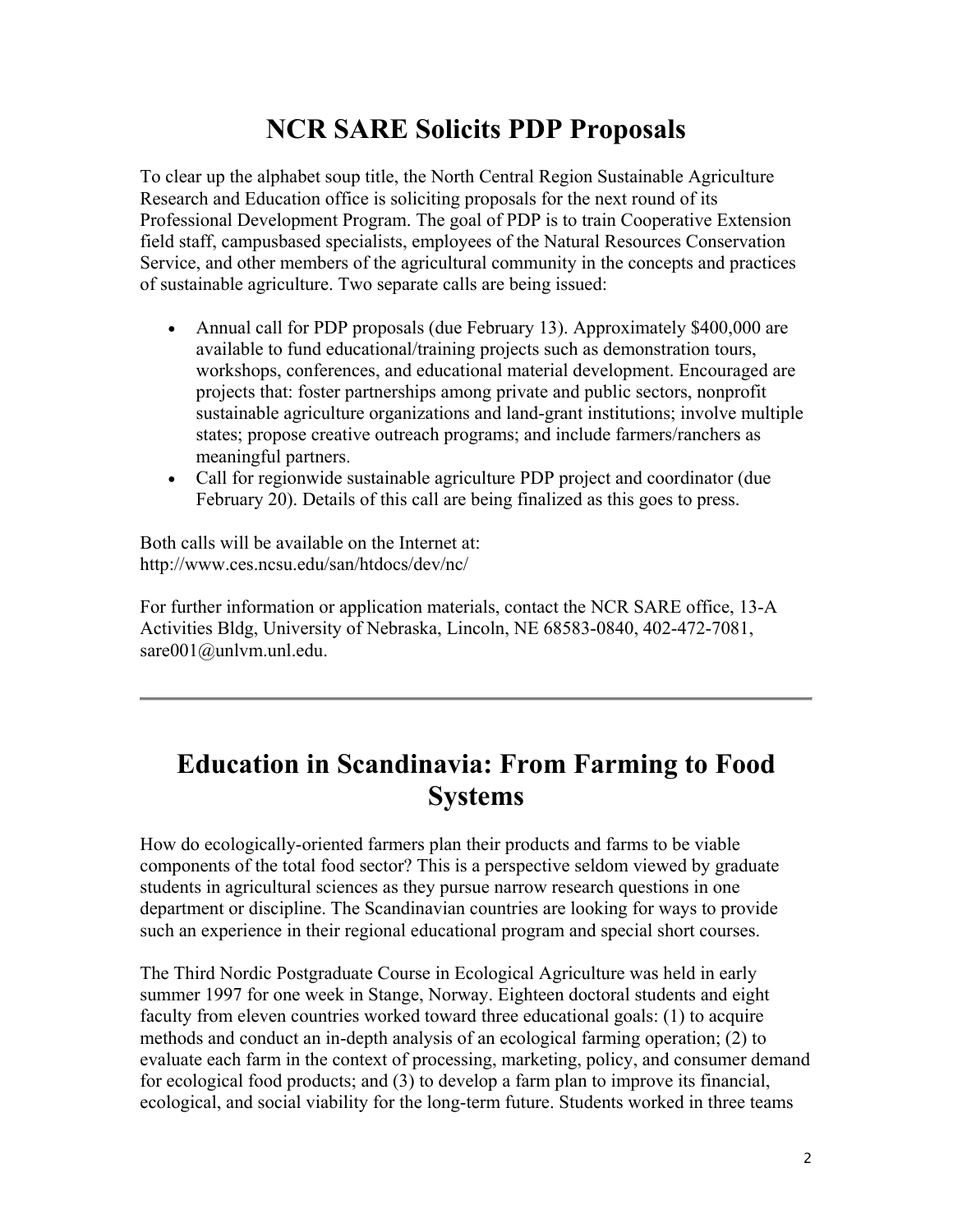# NCR SARE Solicits PDP Proposals

To clear up the alphabet soup title, the North Central Region Sustainable Agriculture Research and Education office is soliciting proposals for the next round of its Professional Development Program. The goal of PDP is to train Cooperative Extension field staff, campusbased specialists, employees of the Natural Resources Conservation Service, and other members of the agricultural community in the concepts and practices of sustainable agriculture. Two separate calls are being issued:

- Annual call for PDP proposals (due February 13). Approximately $400,000 are available to fund educational/training projects such as demonstration tours, workshops, conferences, and educational material development. Encouraged are projects that: foster partnerships among private and public sectors, nonprofit sustainable agriculture organizations and land-grant institutions; involve multiple states; propose creative outreach programs; and include farmers/ranchers as meaningful partners.
- Call for regionwide sustainable agriculture PDP project and coordinator (due February 20). Details of this call are being finalized as this goes to press.

Both calls will be available on the Internet at:
http://www.ces.ncsu.edu/san/htdocs/dev/nc/

For further information or application materials, contact the NCR SARE office, 13-A Activities Bldg, University of Nebraska, Lincoln, NE 68583-0840, 402-472-7081, sare001@unlvm.unl.edu.

---

# Education in Scandinavia: From Farming to Food Systems

How do ecologically-oriented farmers plan their products and farms to be viable components of the total food sector? This is a perspective seldom viewed by graduate students in agricultural sciences as they pursue narrow research questions in one department or discipline. The Scandinavian countries are looking for ways to provide such an experience in their regional educational program and special short courses.

The Third Nordic Postgraduate Course in Ecological Agriculture was held in early summer 1997 for one week in Stange, Norway. Eighteen doctoral students and eight faculty from eleven countries worked toward three educational goals: (1) to acquire methods and conduct an in-depth analysis of an ecological farming operation; (2) to evaluate each farm in the context of processing, marketing, policy, and consumer demand for ecological food products; and (3) to develop a farm plan to improve its financial, ecological, and social viability for the long-term future. Students worked in three teams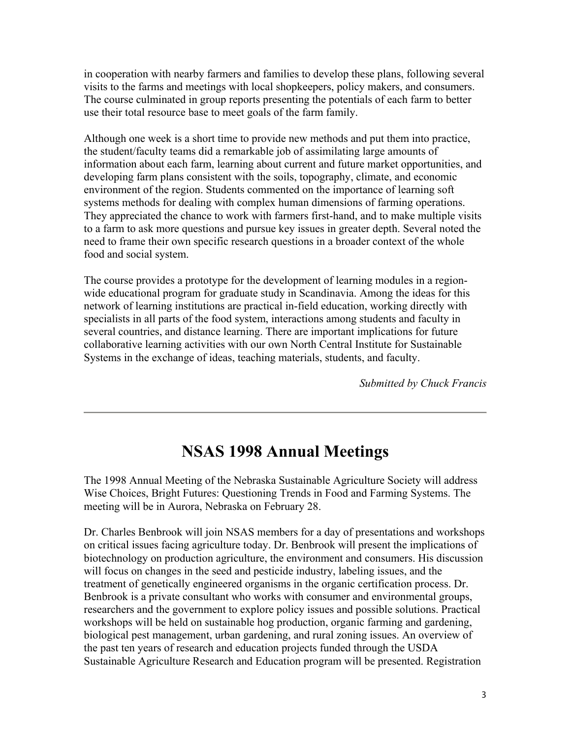in cooperation with nearby farmers and families to develop these plans, following several visits to the farms and meetings with local shopkeepers, policy makers, and consumers. The course culminated in group reports presenting the potentials of each farm to better use their total resource base to meet goals of the farm family.

Although one week is a short time to provide new methods and put them into practice, the student/faculty teams did a remarkable job of assimilating large amounts of information about each farm, learning about current and future market opportunities, and developing farm plans consistent with the soils, topography, climate, and economic environment of the region. Students commented on the importance of learning soft systems methods for dealing with complex human dimensions of farming operations. They appreciated the chance to work with farmers first-hand, and to make multiple visits to a farm to ask more questions and pursue key issues in greater depth. Several noted the need to frame their own specific research questions in a broader context of the whole food and social system.

The course provides a prototype for the development of learning modules in a region-wide educational program for graduate study in Scandinavia. Among the ideas for this network of learning institutions are practical in-field education, working directly with specialists in all parts of the food system, interactions among students and faculty in several countries, and distance learning. There are important implications for future collaborative learning activities with our own North Central Institute for Sustainable Systems in the exchange of ideas, teaching materials, students, and faculty.

*Submitted by Chuck Francis*

---

# NSAS 1998 Annual Meetings

The 1998 Annual Meeting of the Nebraska Sustainable Agriculture Society will address Wise Choices, Bright Futures: Questioning Trends in Food and Farming Systems. The meeting will be in Aurora, Nebraska on February 28.

Dr. Charles Benbrook will join NSAS members for a day of presentations and workshops on critical issues facing agriculture today. Dr. Benbrook will present the implications of biotechnology on production agriculture, the environment and consumers. His discussion will focus on changes in the seed and pesticide industry, labeling issues, and the treatment of genetically engineered organisms in the organic certification process. Dr. Benbrook is a private consultant who works with consumer and environmental groups, researchers and the government to explore policy issues and possible solutions. Practical workshops will be held on sustainable hog production, organic farming and gardening, biological pest management, urban gardening, and rural zoning issues. An overview of the past ten years of research and education projects funded through the USDA Sustainable Agriculture Research and Education program will be presented. Registration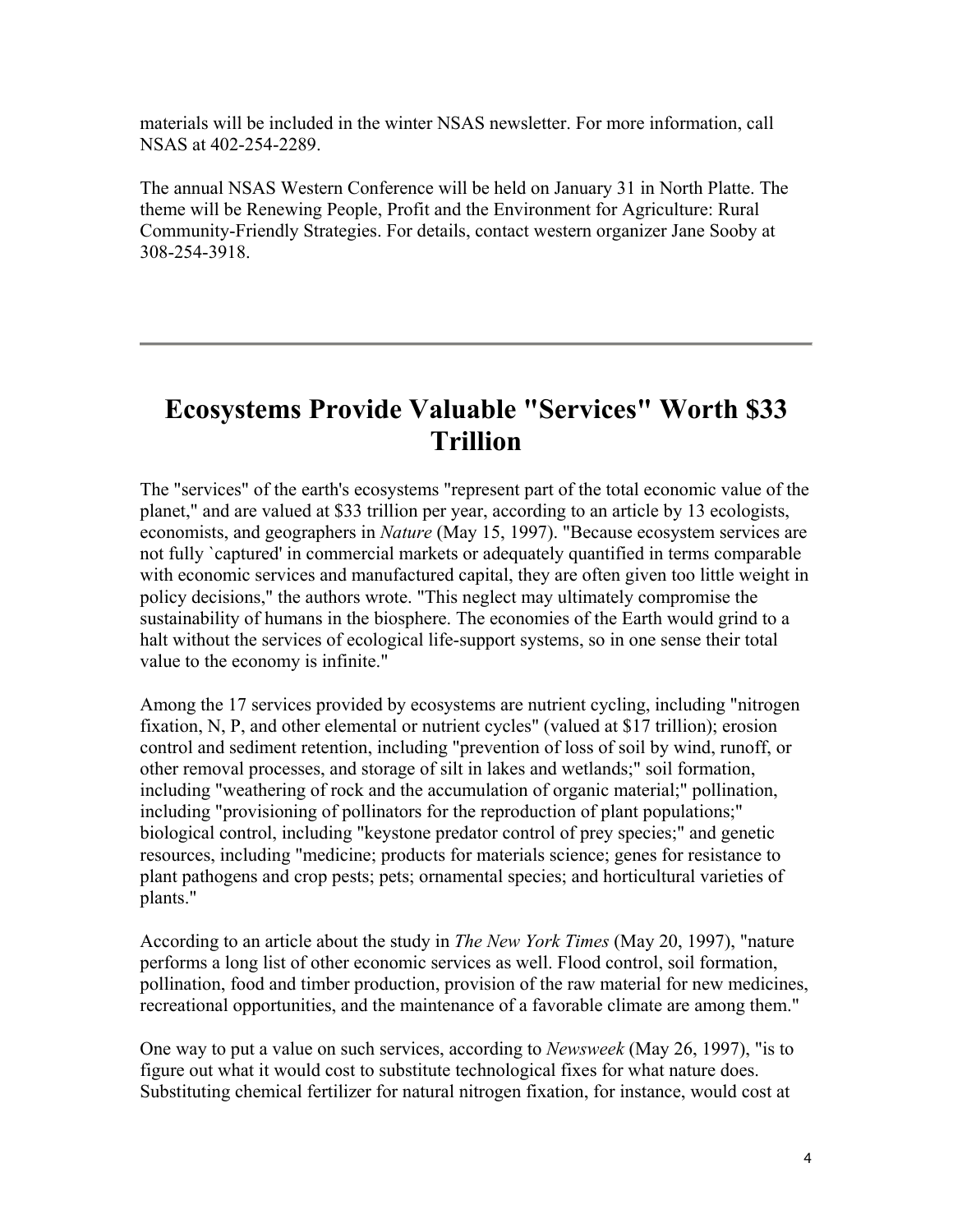materials will be included in the winter NSAS newsletter. For more information, call NSAS at 402-254-2289.

The annual NSAS Western Conference will be held on January 31 in North Platte. The theme will be Renewing People, Profit and the Environment for Agriculture: Rural Community-Friendly Strategies. For details, contact western organizer Jane Sooby at 308-254-3918.

---

# Ecosystems Provide Valuable "Services" Worth $33 Trillion

The "services" of the earth's ecosystems "represent part of the total economic value of the planet," and are valued at $33 trillion per year, according to an article by 13 ecologists, economists, and geographers in *Nature* (May 15, 1997). "Because ecosystem services are not fully `captured' in commercial markets or adequately quantified in terms comparable with economic services and manufactured capital, they are often given too little weight in policy decisions," the authors wrote. "This neglect may ultimately compromise the sustainability of humans in the biosphere. The economies of the Earth would grind to a halt without the services of ecological life-support systems, so in one sense their total value to the economy is infinite."

Among the 17 services provided by ecosystems are nutrient cycling, including "nitrogen fixation, N, P, and other elemental or nutrient cycles" (valued at $17 trillion); erosion control and sediment retention, including "prevention of loss of soil by wind, runoff, or other removal processes, and storage of silt in lakes and wetlands;" soil formation, including "weathering of rock and the accumulation of organic material;" pollination, including "provisioning of pollinators for the reproduction of plant populations;" biological control, including "keystone predator control of prey species;" and genetic resources, including "medicine; products for materials science; genes for resistance to plant pathogens and crop pests; pets; ornamental species; and horticultural varieties of plants."

According to an article about the study in *The New York Times* (May 20, 1997), "nature performs a long list of other economic services as well. Flood control, soil formation, pollination, food and timber production, provision of the raw material for new medicines, recreational opportunities, and the maintenance of a favorable climate are among them."

One way to put a value on such services, according to *Newsweek* (May 26, 1997), "is to figure out what it would cost to substitute technological fixes for what nature does. Substituting chemical fertilizer for natural nitrogen fixation, for instance, would cost at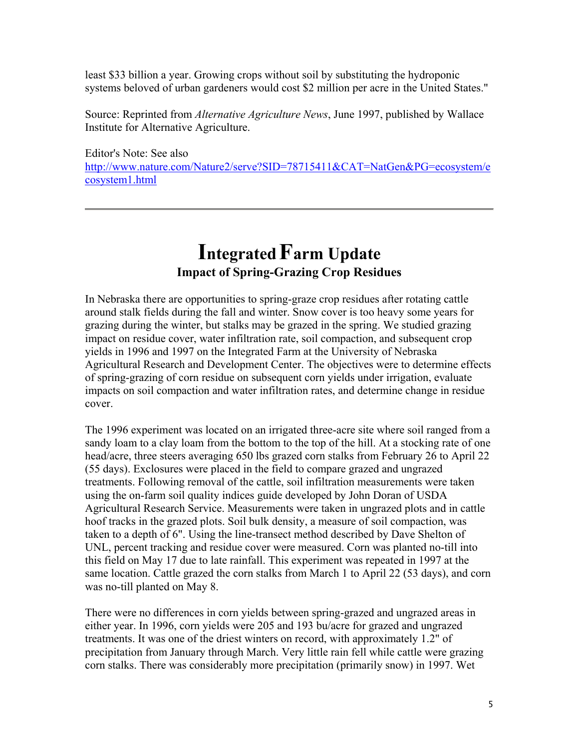least $33 billion a year. Growing crops without soil by substituting the hydroponic systems beloved of urban gardeners would cost $2 million per acre in the United States."

Source: Reprinted from *Alternative Agriculture News*, June 1997, published by Wallace Institute for Alternative Agriculture.

Editor's Note: See also [http://www.nature.com/Nature2/serve?SID=78715411&CAT=NatGen&PG=ecosystem/ecosystem1.html](http://www.nature.com/Nature2/serve?SID=78715411&CAT=NatGen&PG=ecosystem/ecosystem1.html)

---

# Integrated Farm Update

## Impact of Spring-Grazing Crop Residues

In Nebraska there are opportunities to spring-graze crop residues after rotating cattle around stalk fields during the fall and winter. Snow cover is too heavy some years for grazing during the winter, but stalks may be grazed in the spring. We studied grazing impact on residue cover, water infiltration rate, soil compaction, and subsequent crop yields in 1996 and 1997 on the Integrated Farm at the University of Nebraska Agricultural Research and Development Center. The objectives were to determine effects of spring-grazing of corn residue on subsequent corn yields under irrigation, evaluate impacts on soil compaction and water infiltration rates, and determine change in residue cover.

The 1996 experiment was located on an irrigated three-acre site where soil ranged from a sandy loam to a clay loam from the bottom to the top of the hill. At a stocking rate of one head/acre, three steers averaging 650 lbs grazed corn stalks from February 26 to April 22 (55 days). Exclosures were placed in the field to compare grazed and ungrazed treatments. Following removal of the cattle, soil infiltration measurements were taken using the on-farm soil quality indices guide developed by John Doran of USDA Agricultural Research Service. Measurements were taken in ungrazed plots and in cattle hoof tracks in the grazed plots. Soil bulk density, a measure of soil compaction, was taken to a depth of 6". Using the line-transect method described by Dave Shelton of UNL, percent tracking and residue cover were measured. Corn was planted no-till into this field on May 17 due to late rainfall. This experiment was repeated in 1997 at the same location. Cattle grazed the corn stalks from March 1 to April 22 (53 days), and corn was no-till planted on May 8.

There were no differences in corn yields between spring-grazed and ungrazed areas in either year. In 1996, corn yields were 205 and 193 bu/acre for grazed and ungrazed treatments. It was one of the driest winters on record, with approximately 1.2" of precipitation from January through March. Very little rain fell while cattle were grazing corn stalks. There was considerably more precipitation (primarily snow) in 1997. Wet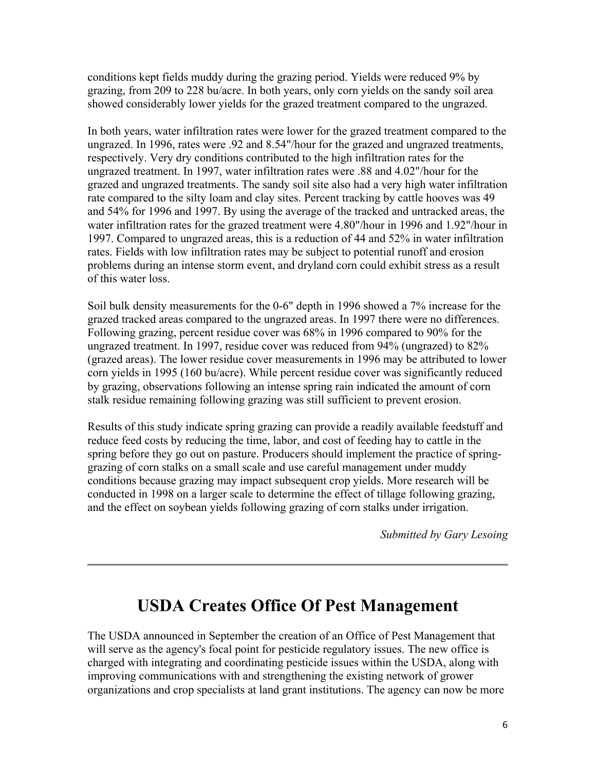conditions kept fields muddy during the grazing period. Yields were reduced 9% by grazing, from 209 to 228 bu/acre. In both years, only corn yields on the sandy soil area showed considerably lower yields for the grazed treatment compared to the ungrazed.

In both years, water infiltration rates were lower for the grazed treatment compared to the ungrazed. In 1996, rates were .92 and 8.54"/hour for the grazed and ungrazed treatments, respectively. Very dry conditions contributed to the high infiltration rates for the ungrazed treatment. In 1997, water infiltration rates were .88 and 4.02"/hour for the grazed and ungrazed treatments. The sandy soil site also had a very high water infiltration rate compared to the silty loam and clay sites. Percent tracking by cattle hooves was 49 and 54% for 1996 and 1997. By using the average of the tracked and untracked areas, the water infiltration rates for the grazed treatment were 4.80"/hour in 1996 and 1.92"/hour in 1997. Compared to ungrazed areas, this is a reduction of 44 and 52% in water infiltration rates. Fields with low infiltration rates may be subject to potential runoff and erosion problems during an intense storm event, and dryland corn could exhibit stress as a result of this water loss.

Soil bulk density measurements for the 0-6" depth in 1996 showed a 7% increase for the grazed tracked areas compared to the ungrazed areas. In 1997 there were no differences. Following grazing, percent residue cover was 68% in 1996 compared to 90% for the ungrazed treatment. In 1997, residue cover was reduced from 94% (ungrazed) to 82% (grazed areas). The lower residue cover measurements in 1996 may be attributed to lower corn yields in 1995 (160 bu/acre). While percent residue cover was significantly reduced by grazing, observations following an intense spring rain indicated the amount of corn stalk residue remaining following grazing was still sufficient to prevent erosion.

Results of this study indicate spring grazing can provide a readily available feedstuff and reduce feed costs by reducing the time, labor, and cost of feeding hay to cattle in the spring before they go out on pasture. Producers should implement the practice of spring-grazing of corn stalks on a small scale and use careful management under muddy conditions because grazing may impact subsequent crop yields. More research will be conducted in 1998 on a larger scale to determine the effect of tillage following grazing, and the effect on soybean yields following grazing of corn stalks under irrigation.

*Submitted by Gary Lesoing*

---

# USDA Creates Office Of Pest Management

The USDA announced in September the creation of an Office of Pest Management that will serve as the agency's focal point for pesticide regulatory issues. The new office is charged with integrating and coordinating pesticide issues within the USDA, along with improving communications with and strengthening the existing network of grower organizations and crop specialists at land grant institutions. The agency can now be more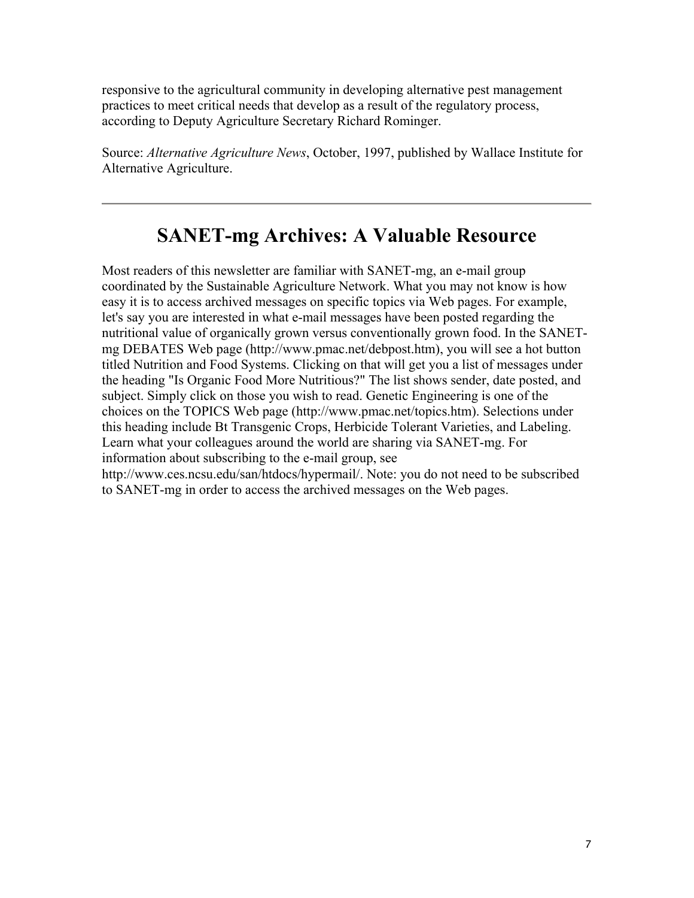responsive to the agricultural community in developing alternative pest management practices to meet critical needs that develop as a result of the regulatory process, according to Deputy Agriculture Secretary Richard Rominger.

Source: *Alternative Agriculture News*, October, 1997, published by Wallace Institute for Alternative Agriculture.

---

## SANET-mg Archives: A Valuable Resource

Most readers of this newsletter are familiar with SANET-mg, an e-mail group coordinated by the Sustainable Agriculture Network. What you may not know is how easy it is to access archived messages on specific topics via Web pages. For example, let's say you are interested in what e-mail messages have been posted regarding the nutritional value of organically grown versus conventionally grown food. In the SANET-mg DEBATES Web page (http://www.pmac.net/debpost.htm), you will see a hot button titled Nutrition and Food Systems. Clicking on that will get you a list of messages under the heading "Is Organic Food More Nutritious?" The list shows sender, date posted, and subject. Simply click on those you wish to read. Genetic Engineering is one of the choices on the TOPICS Web page (http://www.pmac.net/topics.htm). Selections under this heading include Bt Transgenic Crops, Herbicide Tolerant Varieties, and Labeling. Learn what your colleagues around the world are sharing via SANET-mg. For information about subscribing to the e-mail group, see http://www.ces.ncsu.edu/san/htdocs/hypermail/. Note: you do not need to be subscribed to SANET-mg in order to access the archived messages on the Web pages.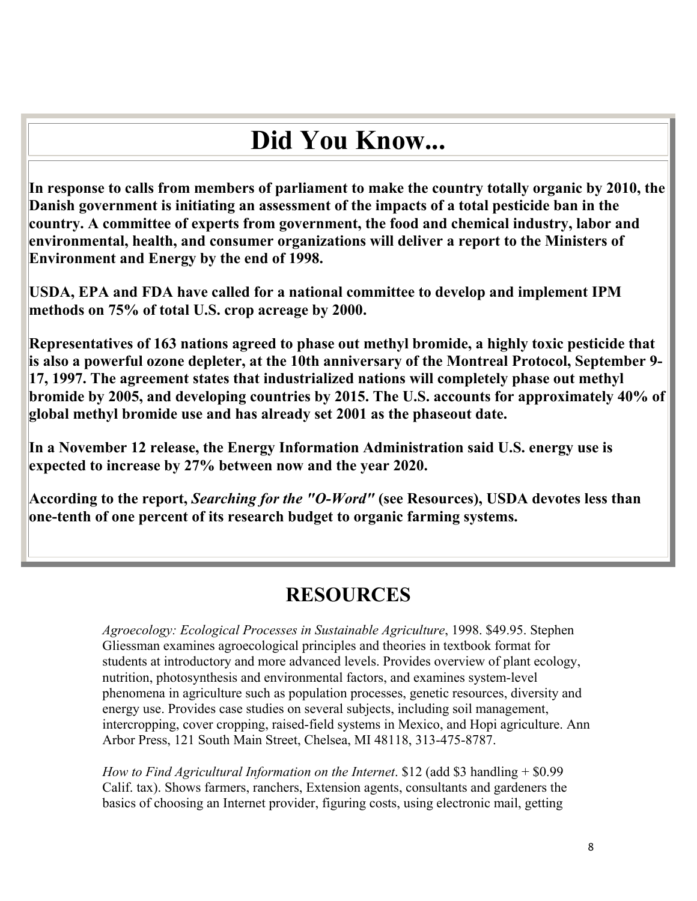# Did You Know...

**In response to calls from members of parliament to make the country totally organic by 2010, the Danish government is initiating an assessment of the impacts of a total pesticide ban in the country. A committee of experts from government, the food and chemical industry, labor and environmental, health, and consumer organizations will deliver a report to the Ministers of Environment and Energy by the end of 1998.**

**USDA, EPA and FDA have called for a national committee to develop and implement IPM methods on 75% of total U.S. crop acreage by 2000.**

**Representatives of 163 nations agreed to phase out methyl bromide, a highly toxic pesticide that is also a powerful ozone depleter, at the 10th anniversary of the Montreal Protocol, September 9-17, 1997. The agreement states that industrialized nations will completely phase out methyl bromide by 2005, and developing countries by 2015. The U.S. accounts for approximately 40% of global methyl bromide use and has already set 2001 as the phaseout date.**

**In a November 12 release, the Energy Information Administration said U.S. energy use is expected to increase by 27% between now and the year 2020.**

**According to the report, *Searching for the "O-Word"* (see Resources), USDA devotes less than one-tenth of one percent of its research budget to organic farming systems.**

## RESOURCES

*Agroecology: Ecological Processes in Sustainable Agriculture*, 1998. $49.95. Stephen Gliessman examines agroecological principles and theories in textbook format for students at introductory and more advanced levels. Provides overview of plant ecology, nutrition, photosynthesis and environmental factors, and examines system-level phenomena in agriculture such as population processes, genetic resources, diversity and energy use. Provides case studies on several subjects, including soil management, intercropping, cover cropping, raised-field systems in Mexico, and Hopi agriculture. Ann Arbor Press, 121 South Main Street, Chelsea, MI 48118, 313-475-8787.

*How to Find Agricultural Information on the Internet*. $12 (add $3 handling + $0.99 Calif. tax). Shows farmers, ranchers, Extension agents, consultants and gardeners the basics of choosing an Internet provider, figuring costs, using electronic mail, getting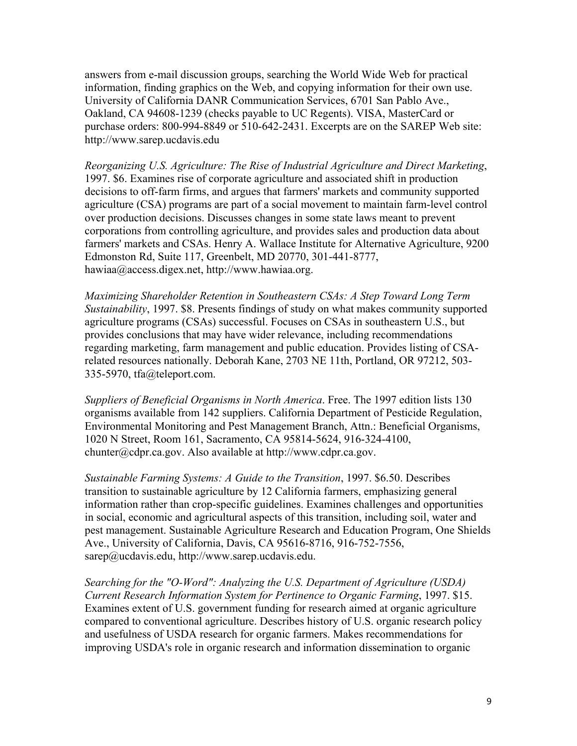answers from e-mail discussion groups, searching the World Wide Web for practical information, finding graphics on the Web, and copying information for their own use. University of California DANR Communication Services, 6701 San Pablo Ave., Oakland, CA 94608-1239 (checks payable to UC Regents). VISA, MasterCard or purchase orders: 800-994-8849 or 510-642-2431. Excerpts are on the SAREP Web site: http://www.sarep.ucdavis.edu

*Reorganizing U.S. Agriculture: The Rise of Industrial Agriculture and Direct Marketing*, 1997. $6. Examines rise of corporate agriculture and associated shift in production decisions to off-farm firms, and argues that farmers' markets and community supported agriculture (CSA) programs are part of a social movement to maintain farm-level control over production decisions. Discusses changes in some state laws meant to prevent corporations from controlling agriculture, and provides sales and production data about farmers' markets and CSAs. Henry A. Wallace Institute for Alternative Agriculture, 9200 Edmonston Rd, Suite 117, Greenbelt, MD 20770, 301-441-8777, hawiaa@access.digex.net, http://www.hawiaa.org.

*Maximizing Shareholder Retention in Southeastern CSAs: A Step Toward Long Term Sustainability*, 1997. $8. Presents findings of study on what makes community supported agriculture programs (CSAs) successful. Focuses on CSAs in southeastern U.S., but provides conclusions that may have wider relevance, including recommendations regarding marketing, farm management and public education. Provides listing of CSA-related resources nationally. Deborah Kane, 2703 NE 11th, Portland, OR 97212, 503-335-5970, tfa@teleport.com.

*Suppliers of Beneficial Organisms in North America*. Free. The 1997 edition lists 130 organisms available from 142 suppliers. California Department of Pesticide Regulation, Environmental Monitoring and Pest Management Branch, Attn.: Beneficial Organisms, 1020 N Street, Room 161, Sacramento, CA 95814-5624, 916-324-4100, chunter@cdpr.ca.gov. Also available at http://www.cdpr.ca.gov.

*Sustainable Farming Systems: A Guide to the Transition*, 1997. $6.50. Describes transition to sustainable agriculture by 12 California farmers, emphasizing general information rather than crop-specific guidelines. Examines challenges and opportunities in social, economic and agricultural aspects of this transition, including soil, water and pest management. Sustainable Agriculture Research and Education Program, One Shields Ave., University of California, Davis, CA 95616-8716, 916-752-7556, sarep@ucdavis.edu, http://www.sarep.ucdavis.edu.

*Searching for the "O-Word": Analyzing the U.S. Department of Agriculture (USDA) Current Research Information System for Pertinence to Organic Farming*, 1997. $15. Examines extent of U.S. government funding for research aimed at organic agriculture compared to conventional agriculture. Describes history of U.S. organic research policy and usefulness of USDA research for organic farmers. Makes recommendations for improving USDA's role in organic research and information dissemination to organic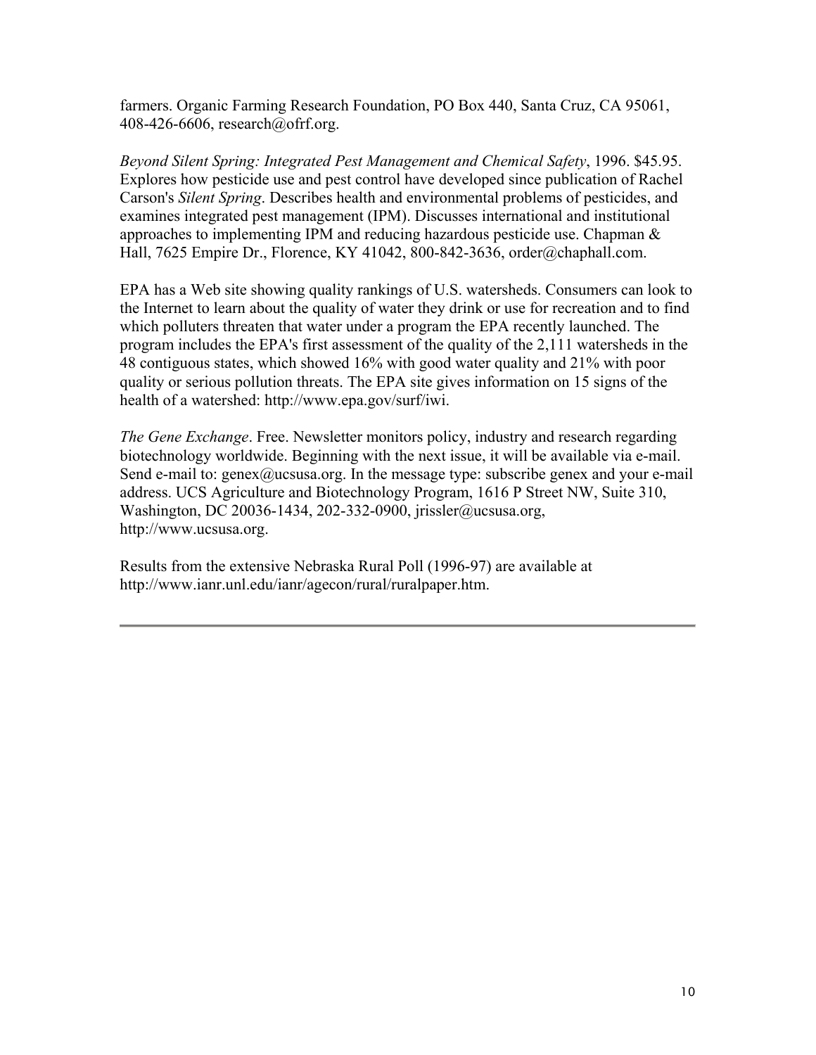farmers. Organic Farming Research Foundation, PO Box 440, Santa Cruz, CA 95061, 408-426-6606, research@ofrf.org.

*Beyond Silent Spring: Integrated Pest Management and Chemical Safety*, 1996. $45.95. Explores how pesticide use and pest control have developed since publication of Rachel Carson's *Silent Spring*. Describes health and environmental problems of pesticides, and examines integrated pest management (IPM). Discusses international and institutional approaches to implementing IPM and reducing hazardous pesticide use. Chapman & Hall, 7625 Empire Dr., Florence, KY 41042, 800-842-3636, order@chaphall.com.

EPA has a Web site showing quality rankings of U.S. watersheds. Consumers can look to the Internet to learn about the quality of water they drink or use for recreation and to find which polluters threaten that water under a program the EPA recently launched. The program includes the EPA's first assessment of the quality of the 2,111 watersheds in the 48 contiguous states, which showed 16% with good water quality and 21% with poor quality or serious pollution threats. The EPA site gives information on 15 signs of the health of a watershed: http://www.epa.gov/surf/iwi.

*The Gene Exchange*. Free. Newsletter monitors policy, industry and research regarding biotechnology worldwide. Beginning with the next issue, it will be available via e-mail. Send e-mail to: genex@ucsusa.org. In the message type: subscribe genex and your e-mail address. UCS Agriculture and Biotechnology Program, 1616 P Street NW, Suite 310, Washington, DC 20036-1434, 202-332-0900, jrissler@ucsusa.org, http://www.ucsusa.org.

Results from the extensive Nebraska Rural Poll (1996-97) are available at http://www.ianr.unl.edu/ianr/agecon/rural/ruralpaper.htm.

---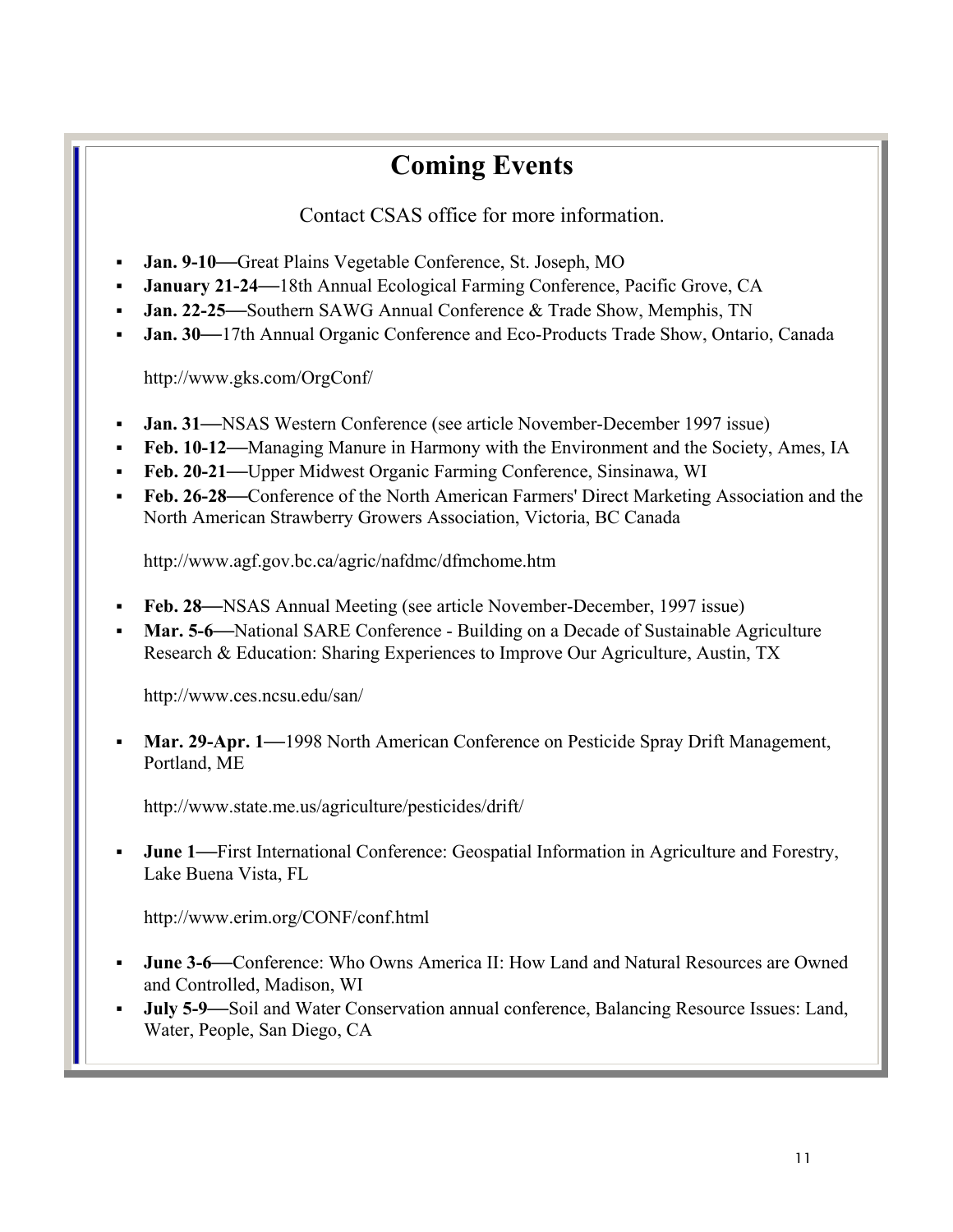# Coming Events

Contact CSAS office for more information.

- **Jan. 9-10—**Great Plains Vegetable Conference, St. Joseph, MO
- **January 21-24—**18th Annual Ecological Farming Conference, Pacific Grove, CA
- **Jan. 22-25—**Southern SAWG Annual Conference & Trade Show, Memphis, TN
- **Jan. 30—**17th Annual Organic Conference and Eco-Products Trade Show, Ontario, Canada

  http://www.gks.com/OrgConf/

- **Jan. 31—**NSAS Western Conference (see article November-December 1997 issue)
- **Feb. 10-12—**Managing Manure in Harmony with the Environment and the Society, Ames, IA
- **Feb. 20-21—**Upper Midwest Organic Farming Conference, Sinsinawa, WI
- **Feb. 26-28—**Conference of the North American Farmers' Direct Marketing Association and the North American Strawberry Growers Association, Victoria, BC Canada

  http://www.agf.gov.bc.ca/agric/nafdmc/dfmchome.htm

- **Feb. 28—**NSAS Annual Meeting (see article November-December, 1997 issue)
- **Mar. 5-6—**National SARE Conference - Building on a Decade of Sustainable Agriculture Research & Education: Sharing Experiences to Improve Our Agriculture, Austin, TX

  http://www.ces.ncsu.edu/san/

- **Mar. 29-Apr. 1—**1998 North American Conference on Pesticide Spray Drift Management, Portland, ME

  http://www.state.me.us/agriculture/pesticides/drift/

- **June 1—**First International Conference: Geospatial Information in Agriculture and Forestry, Lake Buena Vista, FL

  http://www.erim.org/CONF/conf.html

- **June 3-6—**Conference: Who Owns America II: How Land and Natural Resources are Owned and Controlled, Madison, WI
- **July 5-9—**Soil and Water Conservation annual conference, Balancing Resource Issues: Land, Water, People, San Diego, CA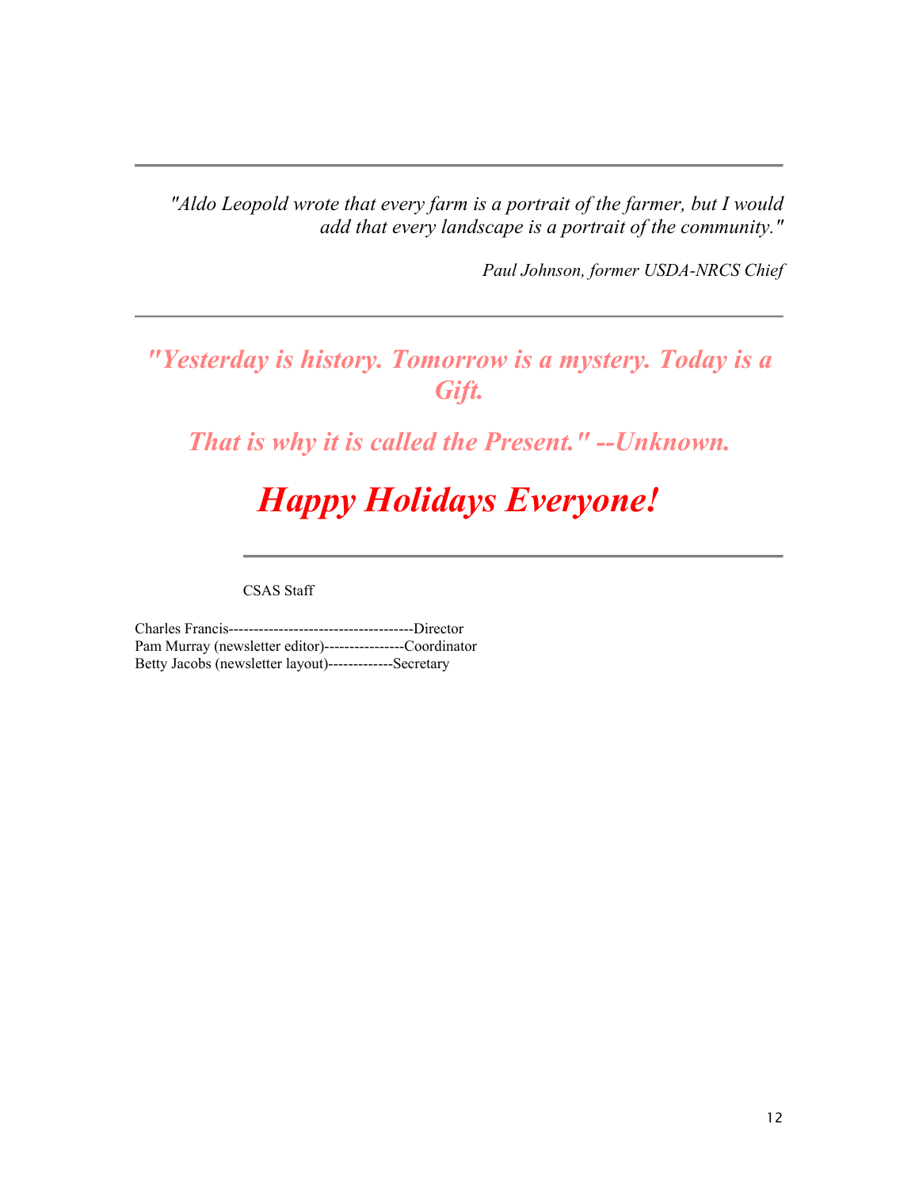---

*"Aldo Leopold wrote that every farm is a portrait of the farmer, but I would add that every landscape is a portrait of the community."*

*Paul Johnson, former USDA-NRCS Chief*

---

***"Yesterday is history. Tomorrow is a mystery. Today is a Gift.***

***That is why it is called the Present." --Unknown.***

## ***Happy Holidays Everyone!***

---

CSAS Staff

Charles Francis-------------------------------------Director
Pam Murray (newsletter editor)----------------Coordinator
Betty Jacobs (newsletter layout)-------------Secretary